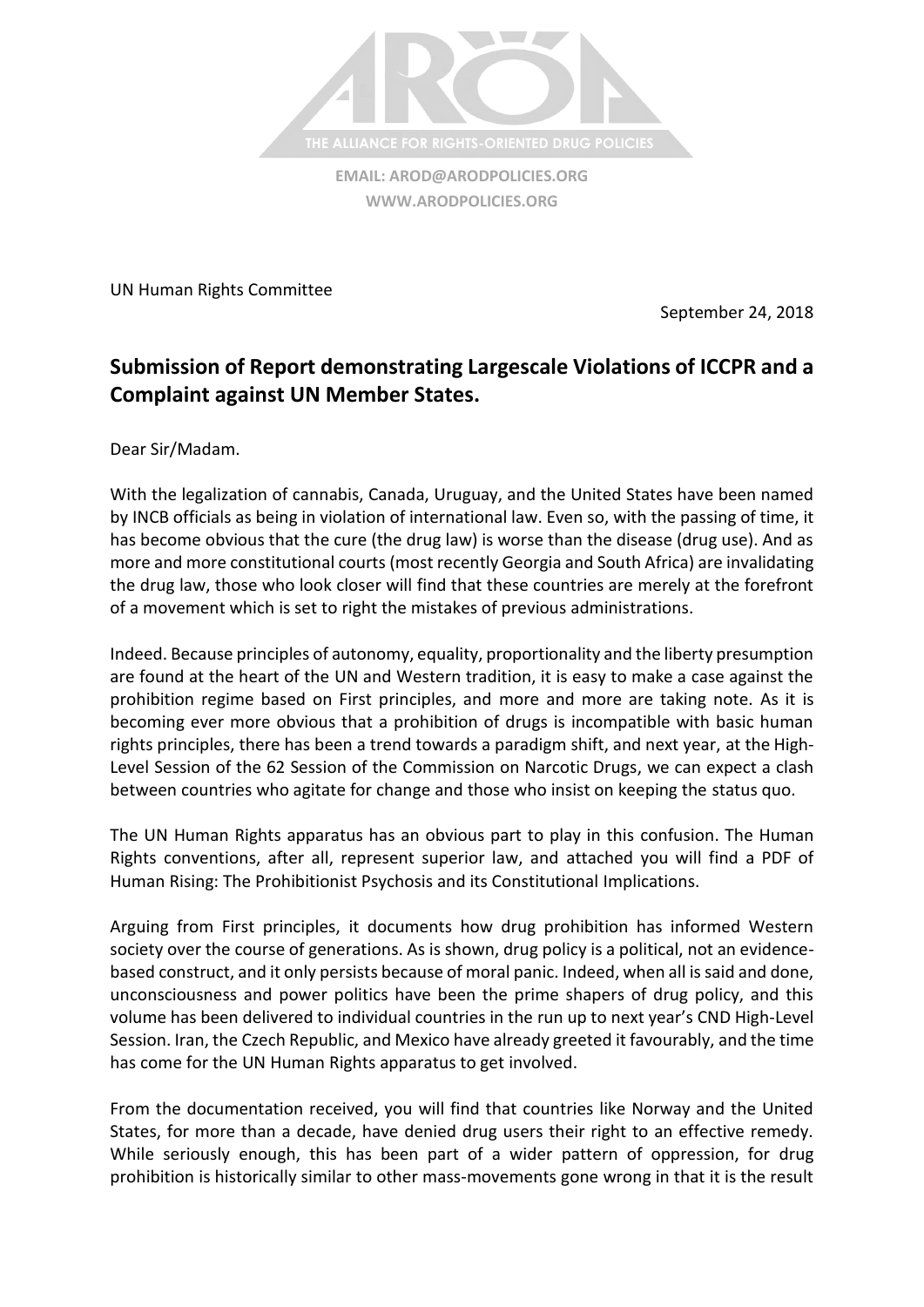THE ALLIANCE FOR RIGHTS-ORIENTED DRUG POLICIES

**EMAIL: AROD@ARODPOLICIES.ORG**
**WWW.ARODPOLICIES.ORG**

UN Human Rights Committee

September 24, 2018

## Submission of Report demonstrating Largescale Violations of ICCPR and a Complaint against UN Member States.

Dear Sir/Madam.

With the legalization of cannabis, Canada, Uruguay, and the United States have been named by INCB officials as being in violation of international law. Even so, with the passing of time, it has become obvious that the cure (the drug law) is worse than the disease (drug use). And as more and more constitutional courts (most recently Georgia and South Africa) are invalidating the drug law, those who look closer will find that these countries are merely at the forefront of a movement which is set to right the mistakes of previous administrations.

Indeed. Because principles of autonomy, equality, proportionality and the liberty presumption are found at the heart of the UN and Western tradition, it is easy to make a case against the prohibition regime based on First principles, and more and more are taking note. As it is becoming ever more obvious that a prohibition of drugs is incompatible with basic human rights principles, there has been a trend towards a paradigm shift, and next year, at the High-Level Session of the 62 Session of the Commission on Narcotic Drugs, we can expect a clash between countries who agitate for change and those who insist on keeping the status quo.

The UN Human Rights apparatus has an obvious part to play in this confusion. The Human Rights conventions, after all, represent superior law, and attached you will find a PDF of Human Rising: The Prohibitionist Psychosis and its Constitutional Implications.

Arguing from First principles, it documents how drug prohibition has informed Western society over the course of generations. As is shown, drug policy is a political, not an evidence-based construct, and it only persists because of moral panic. Indeed, when all is said and done, unconsciousness and power politics have been the prime shapers of drug policy, and this volume has been delivered to individual countries in the run up to next year's CND High-Level Session. Iran, the Czech Republic, and Mexico have already greeted it favourably, and the time has come for the UN Human Rights apparatus to get involved.

From the documentation received, you will find that countries like Norway and the United States, for more than a decade, have denied drug users their right to an effective remedy. While seriously enough, this has been part of a wider pattern of oppression, for drug prohibition is historically similar to other mass-movements gone wrong in that it is the result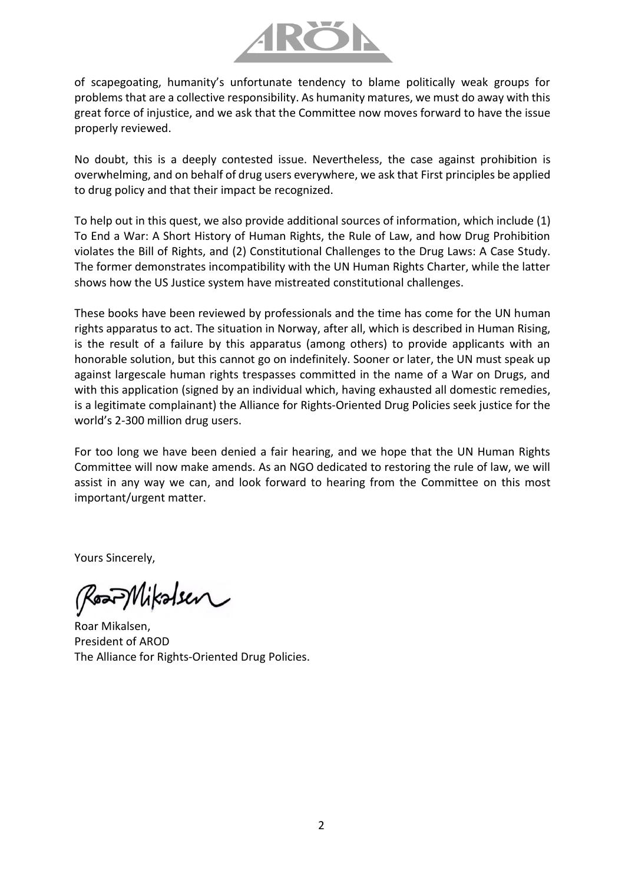of scapegoating, humanity's unfortunate tendency to blame politically weak groups for problems that are a collective responsibility. As humanity matures, we must do away with this great force of injustice, and we ask that the Committee now moves forward to have the issue properly reviewed.

No doubt, this is a deeply contested issue. Nevertheless, the case against prohibition is overwhelming, and on behalf of drug users everywhere, we ask that First principles be applied to drug policy and that their impact be recognized.

To help out in this quest, we also provide additional sources of information, which include (1) To End a War: A Short History of Human Rights, the Rule of Law, and how Drug Prohibition violates the Bill of Rights, and (2) Constitutional Challenges to the Drug Laws: A Case Study. The former demonstrates incompatibility with the UN Human Rights Charter, while the latter shows how the US Justice system have mistreated constitutional challenges.

These books have been reviewed by professionals and the time has come for the UN human rights apparatus to act. The situation in Norway, after all, which is described in Human Rising, is the result of a failure by this apparatus (among others) to provide applicants with an honorable solution, but this cannot go on indefinitely. Sooner or later, the UN must speak up against largescale human rights trespasses committed in the name of a War on Drugs, and with this application (signed by an individual which, having exhausted all domestic remedies, is a legitimate complainant) the Alliance for Rights-Oriented Drug Policies seek justice for the world's 2-300 million drug users.

For too long we have been denied a fair hearing, and we hope that the UN Human Rights Committee will now make amends. As an NGO dedicated to restoring the rule of law, we will assist in any way we can, and look forward to hearing from the Committee on this most important/urgent matter.

Yours Sincerely,

Roar Mikalsen,  
President of AROD  
The Alliance for Rights-Oriented Drug Policies.